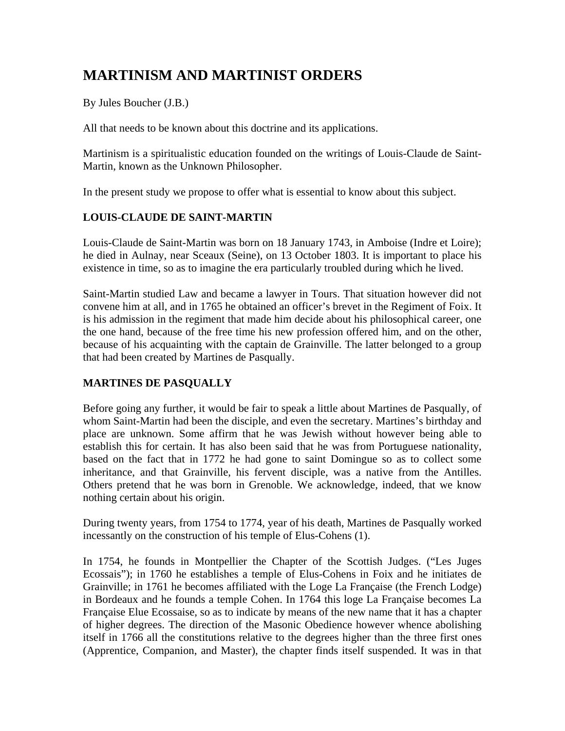# MARTINISM AND MARTINIST ORDERS

By Jules Boucher (J.B.)

All that needs to be known about this doctrine and its applications.

Martinism is a spiritualistic education founded on the writings of Louis-Claude de Saint-Martin, known as the Unknown Philosopher.

In the present study we propose to offer what is essential to know about this subject.

## LOUIS-CLAUDE DE SAINT-MARTIN

Louis-Claude de Saint-Martin was born on 18 January 1743, in Amboise (Indre et Loire); he died in Aulnay, near Sceaux (Seine), on 13 October 1803. It is important to place his existence in time, so as to imagine the era particularly troubled during which he lived.

Saint-Martin studied Law and became a lawyer in Tours. That situation however did not convene him at all, and in 1765 he obtained an officer's brevet in the Regiment of Foix. It is his admission in the regiment that made him decide about his philosophical career, one the one hand, because of the free time his new profession offered him, and on the other, because of his acquainting with the captain de Grainville. The latter belonged to a group that had been created by Martines de Pasqually.

## MARTINES DE PASQUALLY

Before going any further, it would be fair to speak a little about Martines de Pasqually, of whom Saint-Martin had been the disciple, and even the secretary. Martines's birthday and place are unknown. Some affirm that he was Jewish without however being able to establish this for certain. It has also been said that he was from Portuguese nationality, based on the fact that in 1772 he had gone to saint Domingue so as to collect some inheritance, and that Grainville, his fervent disciple, was a native from the Antilles. Others pretend that he was born in Grenoble. We acknowledge, indeed, that we know nothing certain about his origin.

During twenty years, from 1754 to 1774, year of his death, Martines de Pasqually worked incessantly on the construction of his temple of Elus-Cohens (1).

In 1754, he founds in Montpellier the Chapter of the Scottish Judges. ("Les Juges Ecossais"); in 1760 he establishes a temple of Elus-Cohens in Foix and he initiates de Grainville; in 1761 he becomes affiliated with the Loge La Française (the French Lodge) in Bordeaux and he founds a temple Cohen. In 1764 this loge La Française becomes La Française Elue Ecossaise, so as to indicate by means of the new name that it has a chapter of higher degrees. The direction of the Masonic Obedience however whence abolishing itself in 1766 all the constitutions relative to the degrees higher than the three first ones (Apprentice, Companion, and Master), the chapter finds itself suspended. It was in that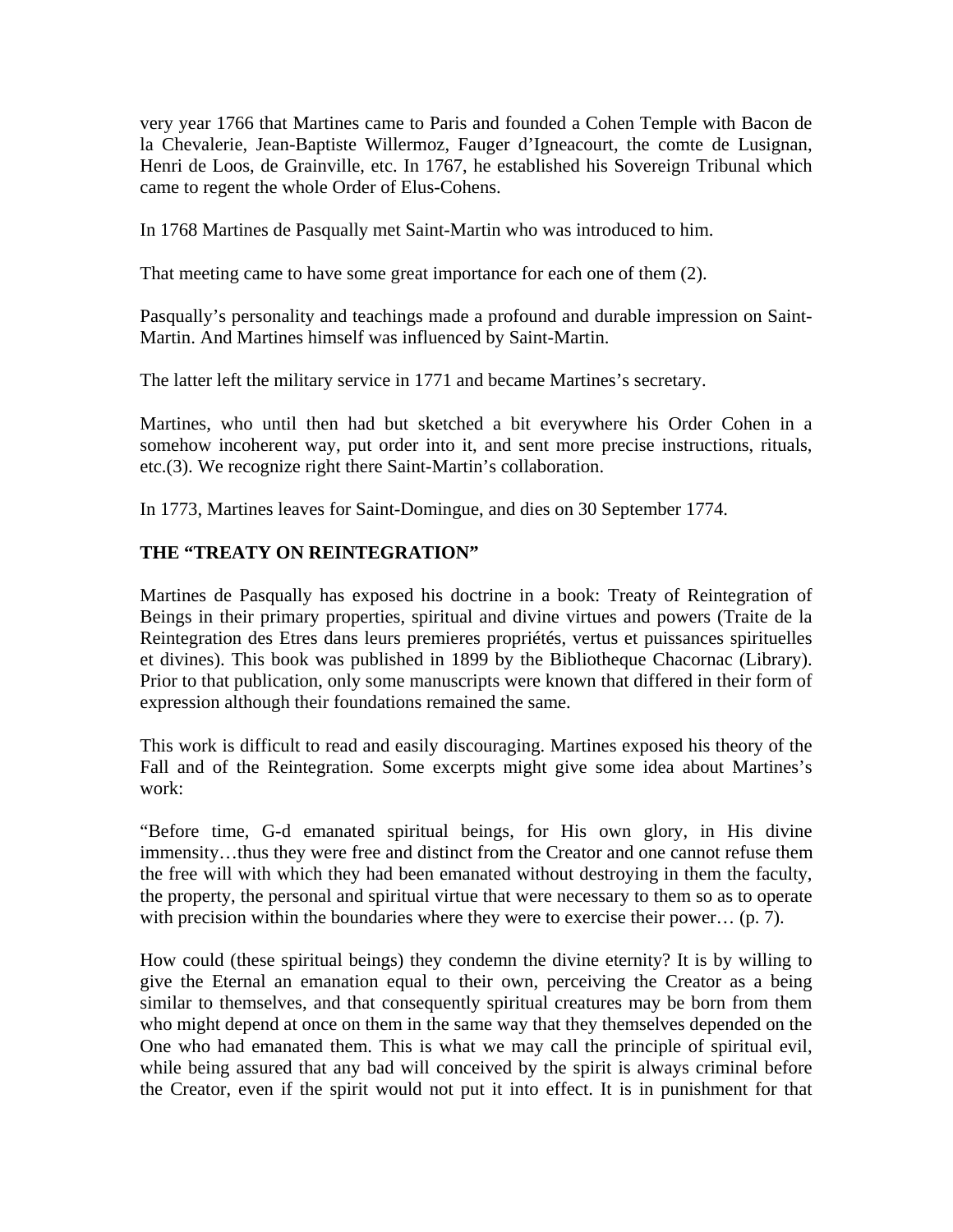very year 1766 that Martines came to Paris and founded a Cohen Temple with Bacon de la Chevalerie, Jean-Baptiste Willermoz, Fauger d'Igneacourt, the comte de Lusignan, Henri de Loos, de Grainville, etc. In 1767, he established his Sovereign Tribunal which came to regent the whole Order of Elus-Cohens.

In 1768 Martines de Pasqually met Saint-Martin who was introduced to him.

That meeting came to have some great importance for each one of them (2).

Pasqually's personality and teachings made a profound and durable impression on Saint-Martin. And Martines himself was influenced by Saint-Martin.

The latter left the military service in 1771 and became Martines's secretary.

Martines, who until then had but sketched a bit everywhere his Order Cohen in a somehow incoherent way, put order into it, and sent more precise instructions, rituals, etc.(3). We recognize right there Saint-Martin's collaboration.

In 1773, Martines leaves for Saint-Domingue, and dies on 30 September 1774.

**THE "TREATY ON REINTEGRATION"**

Martines de Pasqually has exposed his doctrine in a book: Treaty of Reintegration of Beings in their primary properties, spiritual and divine virtues and powers (Traite de la Reintegration des Etres dans leurs premieres propriétés, vertus et puissances spirituelles et divines). This book was published in 1899 by the Bibliotheque Chacornac (Library). Prior to that publication, only some manuscripts were known that differed in their form of expression although their foundations remained the same.

This work is difficult to read and easily discouraging. Martines exposed his theory of the Fall and of the Reintegration. Some excerpts might give some idea about Martines's work:

"Before time, G-d emanated spiritual beings, for His own glory, in His divine immensity…thus they were free and distinct from the Creator and one cannot refuse them the free will with which they had been emanated without destroying in them the faculty, the property, the personal and spiritual virtue that were necessary to them so as to operate with precision within the boundaries where they were to exercise their power… (p. 7).

How could (these spiritual beings) they condemn the divine eternity? It is by willing to give the Eternal an emanation equal to their own, perceiving the Creator as a being similar to themselves, and that consequently spiritual creatures may be born from them who might depend at once on them in the same way that they themselves depended on the One who had emanated them. This is what we may call the principle of spiritual evil, while being assured that any bad will conceived by the spirit is always criminal before the Creator, even if the spirit would not put it into effect. It is in punishment for that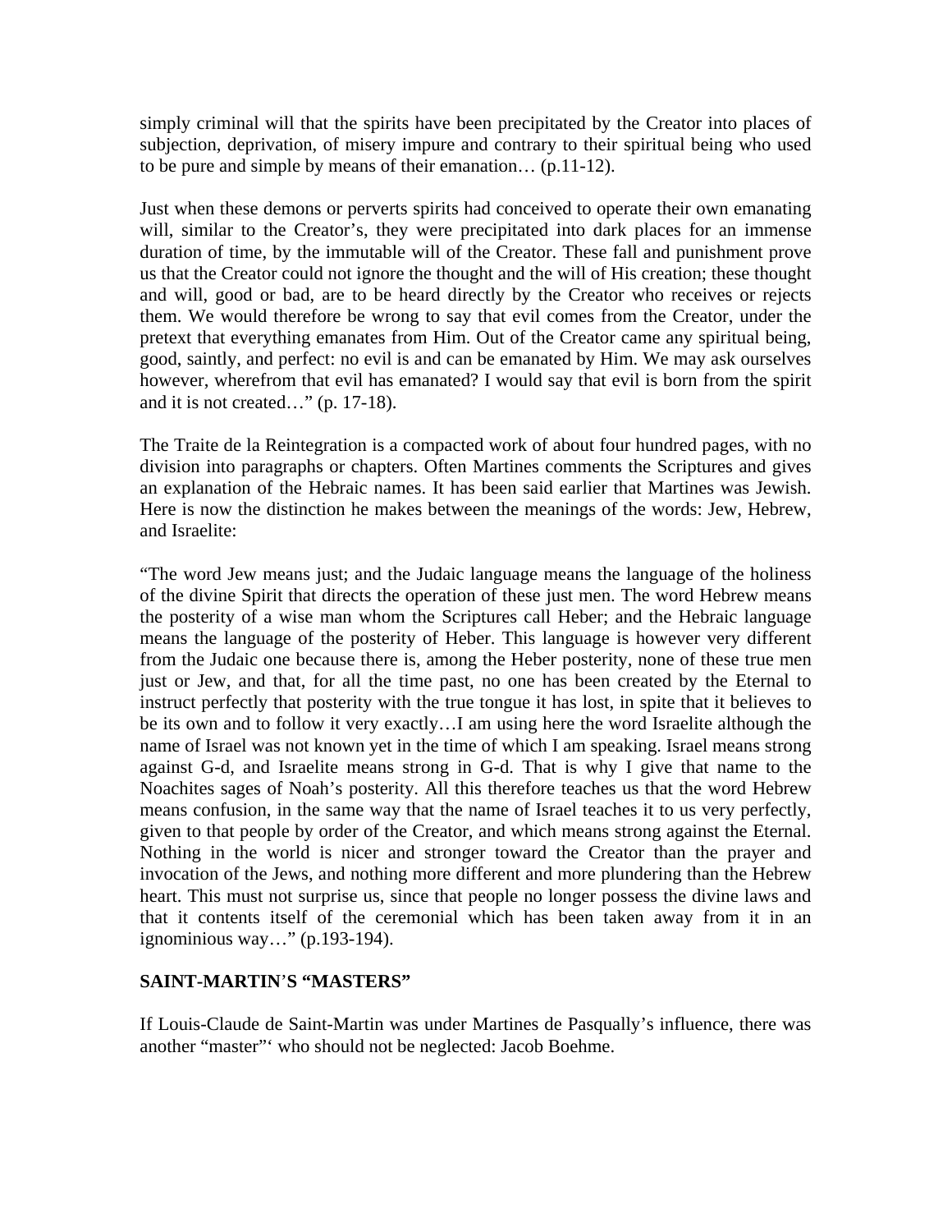simply criminal will that the spirits have been precipitated by the Creator into places of subjection, deprivation, of misery impure and contrary to their spiritual being who used to be pure and simple by means of their emanation… (p.11-12).

Just when these demons or perverts spirits had conceived to operate their own emanating will, similar to the Creator's, they were precipitated into dark places for an immense duration of time, by the immutable will of the Creator. These fall and punishment prove us that the Creator could not ignore the thought and the will of His creation; these thought and will, good or bad, are to be heard directly by the Creator who receives or rejects them. We would therefore be wrong to say that evil comes from the Creator, under the pretext that everything emanates from Him. Out of the Creator came any spiritual being, good, saintly, and perfect: no evil is and can be emanated by Him. We may ask ourselves however, wherefrom that evil has emanated? I would say that evil is born from the spirit and it is not created…" (p. 17-18).

The Traite de la Reintegration is a compacted work of about four hundred pages, with no division into paragraphs or chapters. Often Martines comments the Scriptures and gives an explanation of the Hebraic names. It has been said earlier that Martines was Jewish. Here is now the distinction he makes between the meanings of the words: Jew, Hebrew, and Israelite:

"The word Jew means just; and the Judaic language means the language of the holiness of the divine Spirit that directs the operation of these just men. The word Hebrew means the posterity of a wise man whom the Scriptures call Heber; and the Hebraic language means the language of the posterity of Heber. This language is however very different from the Judaic one because there is, among the Heber posterity, none of these true men just or Jew, and that, for all the time past, no one has been created by the Eternal to instruct perfectly that posterity with the true tongue it has lost, in spite that it believes to be its own and to follow it very exactly…I am using here the word Israelite although the name of Israel was not known yet in the time of which I am speaking. Israel means strong against G-d, and Israelite means strong in G-d. That is why I give that name to the Noachites sages of Noah's posterity. All this therefore teaches us that the word Hebrew means confusion, in the same way that the name of Israel teaches it to us very perfectly, given to that people by order of the Creator, and which means strong against the Eternal. Nothing in the world is nicer and stronger toward the Creator than the prayer and invocation of the Jews, and nothing more different and more plundering than the Hebrew heart. This must not surprise us, since that people no longer possess the divine laws and that it contents itself of the ceremonial which has been taken away from it in an ignominious way…" (p.193-194).

## SAINT-MARTIN'S "MASTERS"

If Louis-Claude de Saint-Martin was under Martines de Pasqually's influence, there was another "master"' who should not be neglected: Jacob Boehme.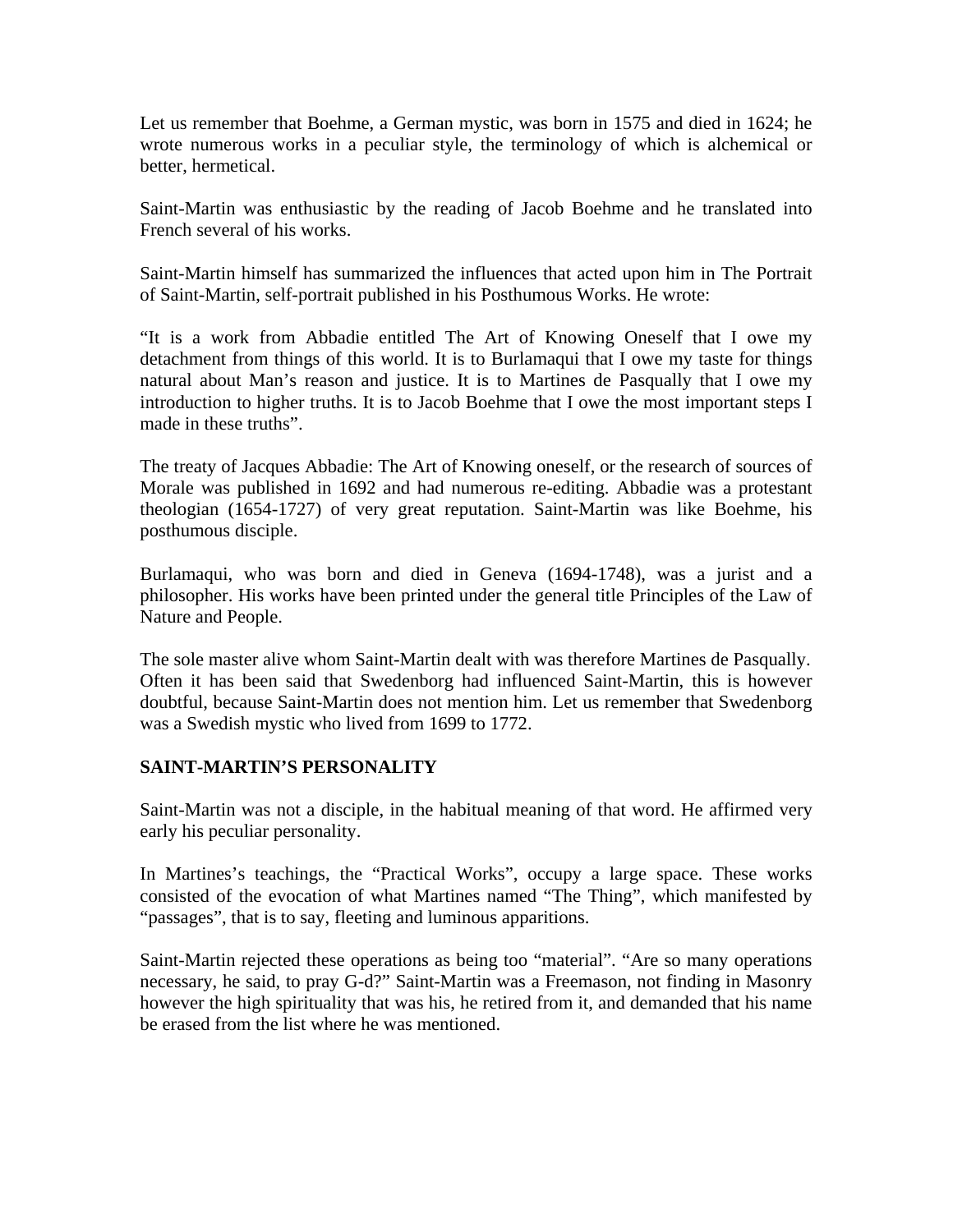Let us remember that Boehme, a German mystic, was born in 1575 and died in 1624; he wrote numerous works in a peculiar style, the terminology of which is alchemical or better, hermetical.

Saint-Martin was enthusiastic by the reading of Jacob Boehme and he translated into French several of his works.

Saint-Martin himself has summarized the influences that acted upon him in The Portrait of Saint-Martin, self-portrait published in his Posthumous Works. He wrote:

"It is a work from Abbadie entitled The Art of Knowing Oneself that I owe my detachment from things of this world. It is to Burlamaqui that I owe my taste for things natural about Man's reason and justice. It is to Martines de Pasqually that I owe my introduction to higher truths. It is to Jacob Boehme that I owe the most important steps I made in these truths".

The treaty of Jacques Abbadie: The Art of Knowing oneself, or the research of sources of Morale was published in 1692 and had numerous re-editing. Abbadie was a protestant theologian (1654-1727) of very great reputation. Saint-Martin was like Boehme, his posthumous disciple.

Burlamaqui, who was born and died in Geneva (1694-1748), was a jurist and a philosopher. His works have been printed under the general title Principles of the Law of Nature and People.

The sole master alive whom Saint-Martin dealt with was therefore Martines de Pasqually. Often it has been said that Swedenborg had influenced Saint-Martin, this is however doubtful, because Saint-Martin does not mention him. Let us remember that Swedenborg was a Swedish mystic who lived from 1699 to 1772.

## SAINT-MARTIN'S PERSONALITY

Saint-Martin was not a disciple, in the habitual meaning of that word. He affirmed very early his peculiar personality.

In Martines's teachings, the "Practical Works", occupy a large space. These works consisted of the evocation of what Martines named "The Thing", which manifested by "passages", that is to say, fleeting and luminous apparitions.

Saint-Martin rejected these operations as being too "material". "Are so many operations necessary, he said, to pray G-d?" Saint-Martin was a Freemason, not finding in Masonry however the high spirituality that was his, he retired from it, and demanded that his name be erased from the list where he was mentioned.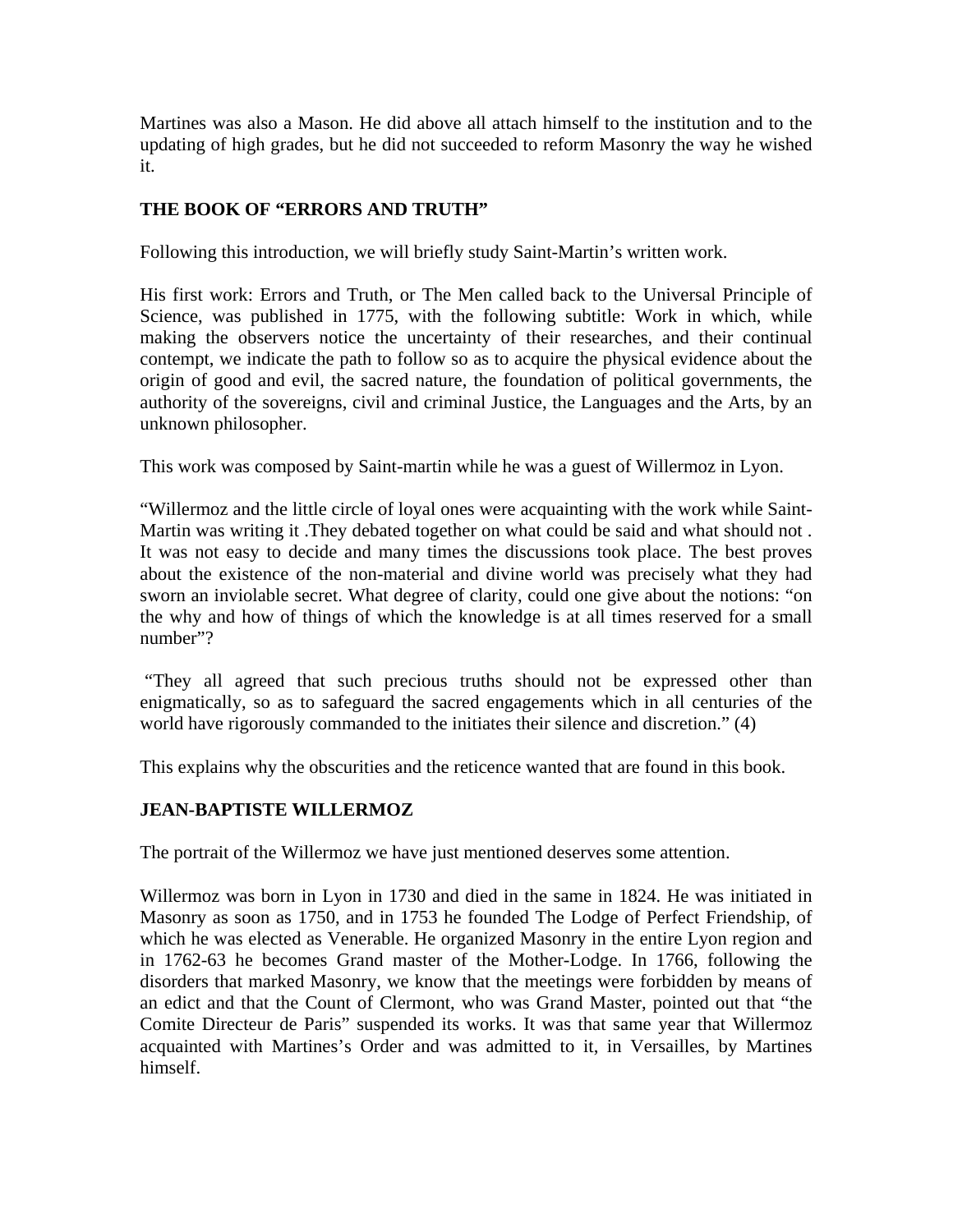Martines was also a Mason. He did above all attach himself to the institution and to the updating of high grades, but he did not succeeded to reform Masonry the way he wished it.

**THE BOOK OF "ERRORS AND TRUTH"**

Following this introduction, we will briefly study Saint-Martin's written work.

His first work: Errors and Truth, or The Men called back to the Universal Principle of Science, was published in 1775, with the following subtitle: Work in which, while making the observers notice the uncertainty of their researches, and their continual contempt, we indicate the path to follow so as to acquire the physical evidence about the origin of good and evil, the sacred nature, the foundation of political governments, the authority of the sovereigns, civil and criminal Justice, the Languages and the Arts, by an unknown philosopher.

This work was composed by Saint-martin while he was a guest of Willermoz in Lyon.

"Willermoz and the little circle of loyal ones were acquainting with the work while Saint-Martin was writing it .They debated together on what could be said and what should not . It was not easy to decide and many times the discussions took place. The best proves about the existence of the non-material and divine world was precisely what they had sworn an inviolable secret. What degree of clarity, could one give about the notions: "on the why and how of things of which the knowledge is at all times reserved for a small number"?

"They all agreed that such precious truths should not be expressed other than enigmatically, so as to safeguard the sacred engagements which in all centuries of the world have rigorously commanded to the initiates their silence and discretion." (4)

This explains why the obscurities and the reticence wanted that are found in this book.

**JEAN-BAPTISTE WILLERMOZ**

The portrait of the Willermoz we have just mentioned deserves some attention.

Willermoz was born in Lyon in 1730 and died in the same in 1824. He was initiated in Masonry as soon as 1750, and in 1753 he founded The Lodge of Perfect Friendship, of which he was elected as Venerable. He organized Masonry in the entire Lyon region and in 1762-63 he becomes Grand master of the Mother-Lodge. In 1766, following the disorders that marked Masonry, we know that the meetings were forbidden by means of an edict and that the Count of Clermont, who was Grand Master, pointed out that "the Comite Directeur de Paris" suspended its works. It was that same year that Willermoz acquainted with Martines's Order and was admitted to it, in Versailles, by Martines himself.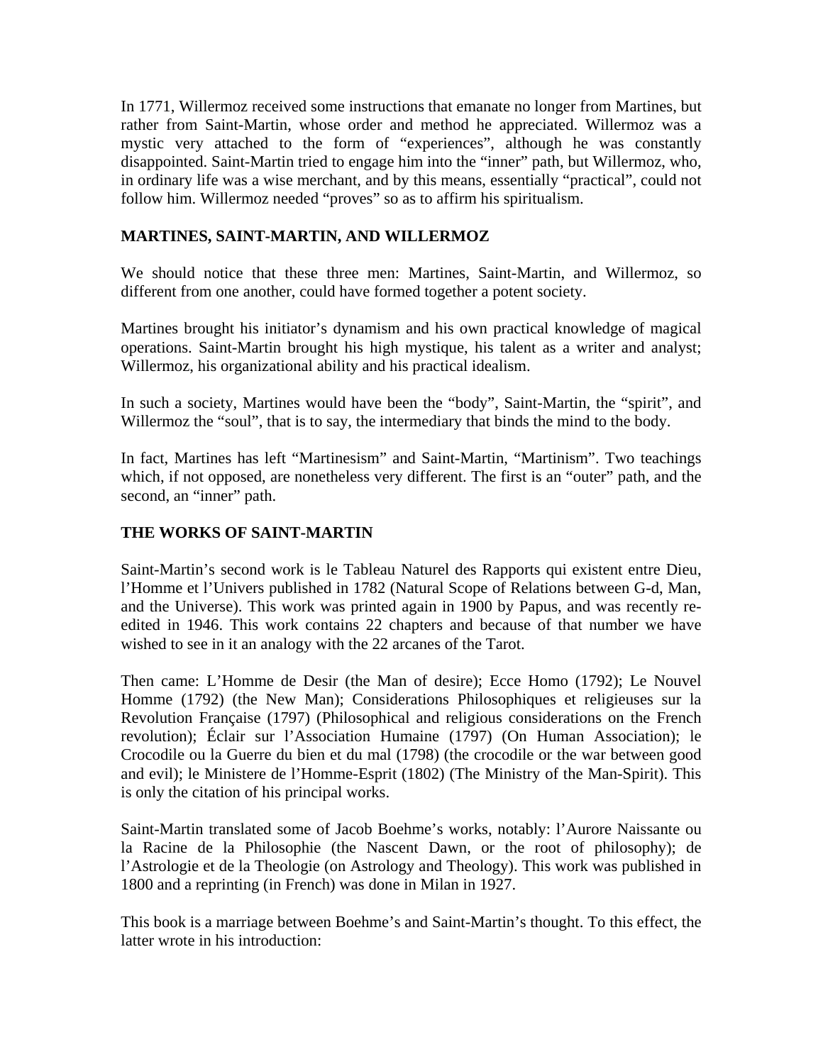In 1771, Willermoz received some instructions that emanate no longer from Martines, but rather from Saint-Martin, whose order and method he appreciated. Willermoz was a mystic very attached to the form of "experiences", although he was constantly disappointed. Saint-Martin tried to engage him into the "inner" path, but Willermoz, who, in ordinary life was a wise merchant, and by this means, essentially "practical", could not follow him. Willermoz needed "proves" so as to affirm his spiritualism.

## MARTINES, SAINT-MARTIN, AND WILLERMOZ

We should notice that these three men: Martines, Saint-Martin, and Willermoz, so different from one another, could have formed together a potent society.

Martines brought his initiator's dynamism and his own practical knowledge of magical operations. Saint-Martin brought his high mystique, his talent as a writer and analyst; Willermoz, his organizational ability and his practical idealism.

In such a society, Martines would have been the "body", Saint-Martin, the "spirit", and Willermoz the "soul", that is to say, the intermediary that binds the mind to the body.

In fact, Martines has left "Martinesism" and Saint-Martin, "Martinism". Two teachings which, if not opposed, are nonetheless very different. The first is an "outer" path, and the second, an "inner" path.

## THE WORKS OF SAINT-MARTIN

Saint-Martin's second work is le Tableau Naturel des Rapports qui existent entre Dieu, l'Homme et l'Univers published in 1782 (Natural Scope of Relations between G-d, Man, and the Universe). This work was printed again in 1900 by Papus, and was recently re-edited in 1946. This work contains 22 chapters and because of that number we have wished to see in it an analogy with the 22 arcanes of the Tarot.

Then came: L'Homme de Desir (the Man of desire); Ecce Homo (1792); Le Nouvel Homme (1792) (the New Man); Considerations Philosophiques et religieuses sur la Revolution Française (1797) (Philosophical and religious considerations on the French revolution); Éclair sur l'Association Humaine (1797) (On Human Association); le Crocodile ou la Guerre du bien et du mal (1798) (the crocodile or the war between good and evil); le Ministere de l'Homme-Esprit (1802) (The Ministry of the Man-Spirit). This is only the citation of his principal works.

Saint-Martin translated some of Jacob Boehme's works, notably: l'Aurore Naissante ou la Racine de la Philosophie (the Nascent Dawn, or the root of philosophy); de l'Astrologie et de la Theologie (on Astrology and Theology). This work was published in 1800 and a reprinting (in French) was done in Milan in 1927.

This book is a marriage between Boehme's and Saint-Martin's thought. To this effect, the latter wrote in his introduction: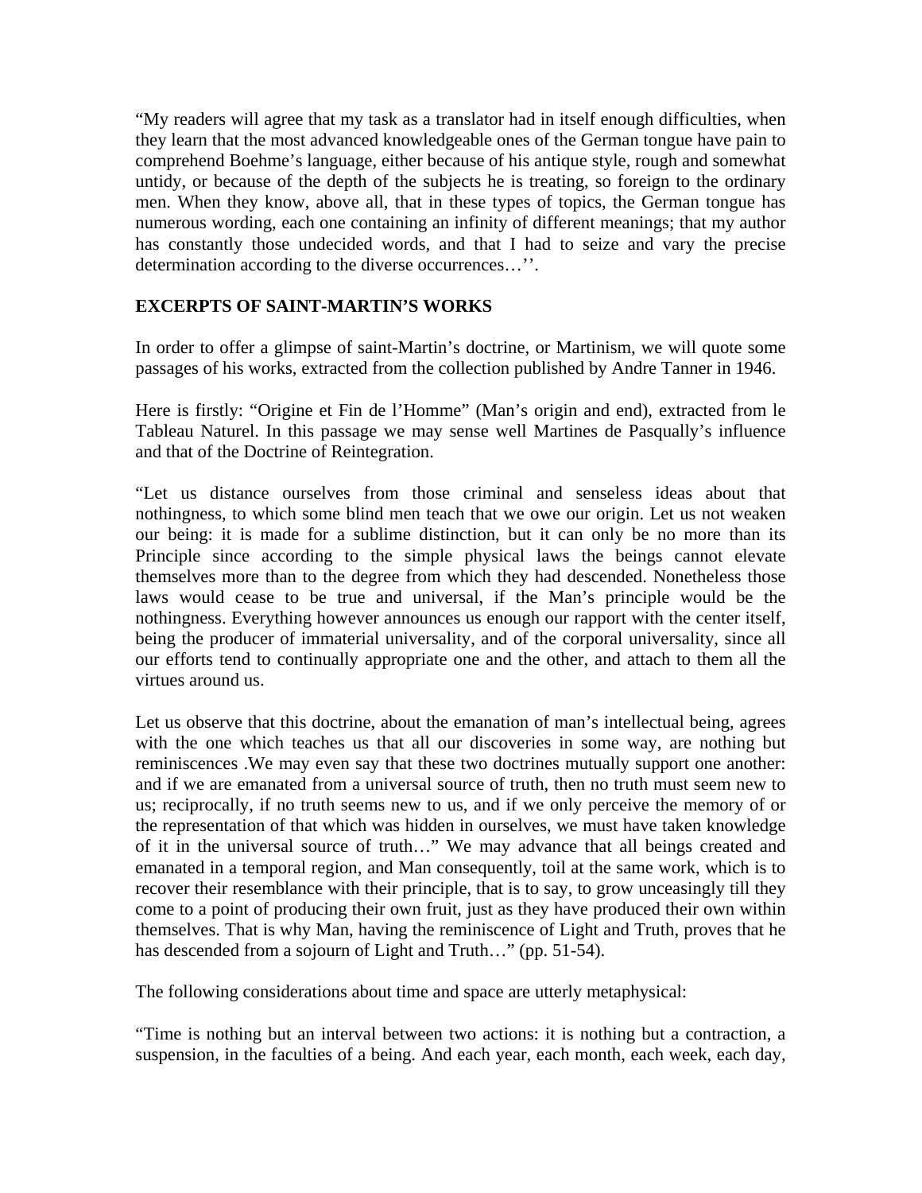"My readers will agree that my task as a translator had in itself enough difficulties, when they learn that the most advanced knowledgeable ones of the German tongue have pain to comprehend Boehme's language, either because of his antique style, rough and somewhat untidy, or because of the depth of the subjects he is treating, so foreign to the ordinary men. When they know, above all, that in these types of topics, the German tongue has numerous wording, each one containing an infinity of different meanings; that my author has constantly those undecided words, and that I had to seize and vary the precise determination according to the diverse occurrences…''.

**EXCERPTS OF SAINT-MARTIN'S WORKS**

In order to offer a glimpse of saint-Martin's doctrine, or Martinism, we will quote some passages of his works, extracted from the collection published by Andre Tanner in 1946.

Here is firstly: "Origine et Fin de l'Homme" (Man's origin and end), extracted from le Tableau Naturel. In this passage we may sense well Martines de Pasqually's influence and that of the Doctrine of Reintegration.

"Let us distance ourselves from those criminal and senseless ideas about that nothingness, to which some blind men teach that we owe our origin. Let us not weaken our being: it is made for a sublime distinction, but it can only be no more than its Principle since according to the simple physical laws the beings cannot elevate themselves more than to the degree from which they had descended. Nonetheless those laws would cease to be true and universal, if the Man's principle would be the nothingness. Everything however announces us enough our rapport with the center itself, being the producer of immaterial universality, and of the corporal universality, since all our efforts tend to continually appropriate one and the other, and attach to them all the virtues around us.

Let us observe that this doctrine, about the emanation of man's intellectual being, agrees with the one which teaches us that all our discoveries in some way, are nothing but reminiscences .We may even say that these two doctrines mutually support one another: and if we are emanated from a universal source of truth, then no truth must seem new to us; reciprocally, if no truth seems new to us, and if we only perceive the memory of or the representation of that which was hidden in ourselves, we must have taken knowledge of it in the universal source of truth…" We may advance that all beings created and emanated in a temporal region, and Man consequently, toil at the same work, which is to recover their resemblance with their principle, that is to say, to grow unceasingly till they come to a point of producing their own fruit, just as they have produced their own within themselves. That is why Man, having the reminiscence of Light and Truth, proves that he has descended from a sojourn of Light and Truth…" (pp. 51-54).

The following considerations about time and space are utterly metaphysical:

"Time is nothing but an interval between two actions: it is nothing but a contraction, a suspension, in the faculties of a being. And each year, each month, each week, each day,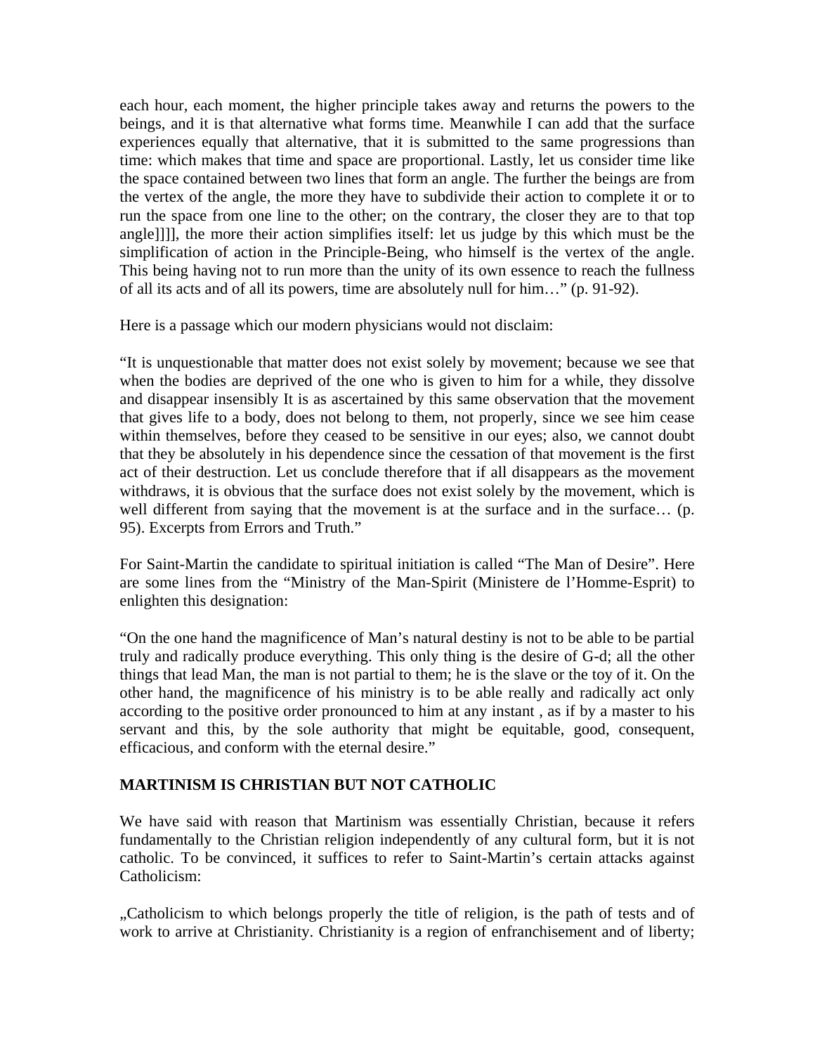each hour, each moment, the higher principle takes away and returns the powers to the beings, and it is that alternative what forms time. Meanwhile I can add that the surface experiences equally that alternative, that it is submitted to the same progressions than time: which makes that time and space are proportional. Lastly, let us consider time like the space contained between two lines that form an angle. The further the beings are from the vertex of the angle, the more they have to subdivide their action to complete it or to run the space from one line to the other; on the contrary, the closer they are to that top angle]]]], the more their action simplifies itself: let us judge by this which must be the simplification of action in the Principle-Being, who himself is the vertex of the angle. This being having not to run more than the unity of its own essence to reach the fullness of all its acts and of all its powers, time are absolutely null for him…" (p. 91-92).

Here is a passage which our modern physicians would not disclaim:

"It is unquestionable that matter does not exist solely by movement; because we see that when the bodies are deprived of the one who is given to him for a while, they dissolve and disappear insensibly It is as ascertained by this same observation that the movement that gives life to a body, does not belong to them, not properly, since we see him cease within themselves, before they ceased to be sensitive in our eyes; also, we cannot doubt that they be absolutely in his dependence since the cessation of that movement is the first act of their destruction. Let us conclude therefore that if all disappears as the movement withdraws, it is obvious that the surface does not exist solely by the movement, which is well different from saying that the movement is at the surface and in the surface… (p. 95). Excerpts from Errors and Truth."

For Saint-Martin the candidate to spiritual initiation is called "The Man of Desire". Here are some lines from the "Ministry of the Man-Spirit (Ministere de l'Homme-Esprit) to enlighten this designation:

"On the one hand the magnificence of Man's natural destiny is not to be able to be partial truly and radically produce everything. This only thing is the desire of G-d; all the other things that lead Man, the man is not partial to them; he is the slave or the toy of it. On the other hand, the magnificence of his ministry is to be able really and radically act only according to the positive order pronounced to him at any instant , as if by a master to his servant and this, by the sole authority that might be equitable, good, consequent, efficacious, and conform with the eternal desire."

**MARTINISM IS CHRISTIAN BUT NOT CATHOLIC**

We have said with reason that Martinism was essentially Christian, because it refers fundamentally to the Christian religion independently of any cultural form, but it is not catholic. To be convinced, it suffices to refer to Saint-Martin's certain attacks against Catholicism:

„Catholicism to which belongs properly the title of religion, is the path of tests and of work to arrive at Christianity. Christianity is a region of enfranchisement and of liberty;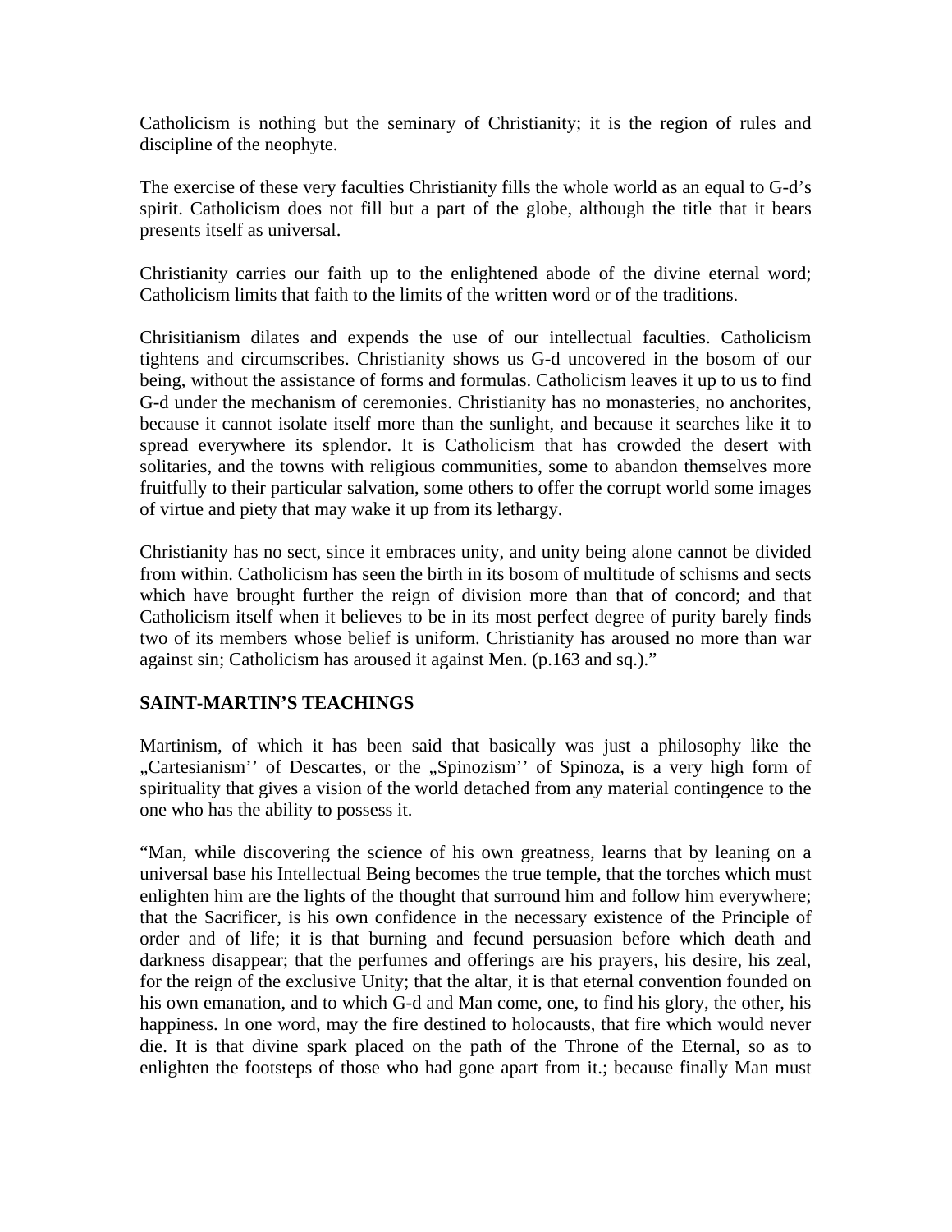Catholicism is nothing but the seminary of Christianity; it is the region of rules and discipline of the neophyte.

The exercise of these very faculties Christianity fills the whole world as an equal to G-d's spirit. Catholicism does not fill but a part of the globe, although the title that it bears presents itself as universal.

Christianity carries our faith up to the enlightened abode of the divine eternal word; Catholicism limits that faith to the limits of the written word or of the traditions.

Chrisitianism dilates and expends the use of our intellectual faculties. Catholicism tightens and circumscribes. Christianity shows us G-d uncovered in the bosom of our being, without the assistance of forms and formulas. Catholicism leaves it up to us to find G-d under the mechanism of ceremonies. Christianity has no monasteries, no anchorites, because it cannot isolate itself more than the sunlight, and because it searches like it to spread everywhere its splendor. It is Catholicism that has crowded the desert with solitaries, and the towns with religious communities, some to abandon themselves more fruitfully to their particular salvation, some others to offer the corrupt world some images of virtue and piety that may wake it up from its lethargy.

Christianity has no sect, since it embraces unity, and unity being alone cannot be divided from within. Catholicism has seen the birth in its bosom of multitude of schisms and sects which have brought further the reign of division more than that of concord; and that Catholicism itself when it believes to be in its most perfect degree of purity barely finds two of its members whose belief is uniform. Christianity has aroused no more than war against sin; Catholicism has aroused it against Men. (p.163 and sq.)."

## SAINT-MARTIN'S TEACHINGS

Martinism, of which it has been said that basically was just a philosophy like the „Cartesianism'' of Descartes, or the „Spinozism'' of Spinoza, is a very high form of spirituality that gives a vision of the world detached from any material contingence to the one who has the ability to possess it.

"Man, while discovering the science of his own greatness, learns that by leaning on a universal base his Intellectual Being becomes the true temple, that the torches which must enlighten him are the lights of the thought that surround him and follow him everywhere; that the Sacrificer, is his own confidence in the necessary existence of the Principle of order and of life; it is that burning and fecund persuasion before which death and darkness disappear; that the perfumes and offerings are his prayers, his desire, his zeal, for the reign of the exclusive Unity; that the altar, it is that eternal convention founded on his own emanation, and to which G-d and Man come, one, to find his glory, the other, his happiness. In one word, may the fire destined to holocausts, that fire which would never die. It is that divine spark placed on the path of the Throne of the Eternal, so as to enlighten the footsteps of those who had gone apart from it.; because finally Man must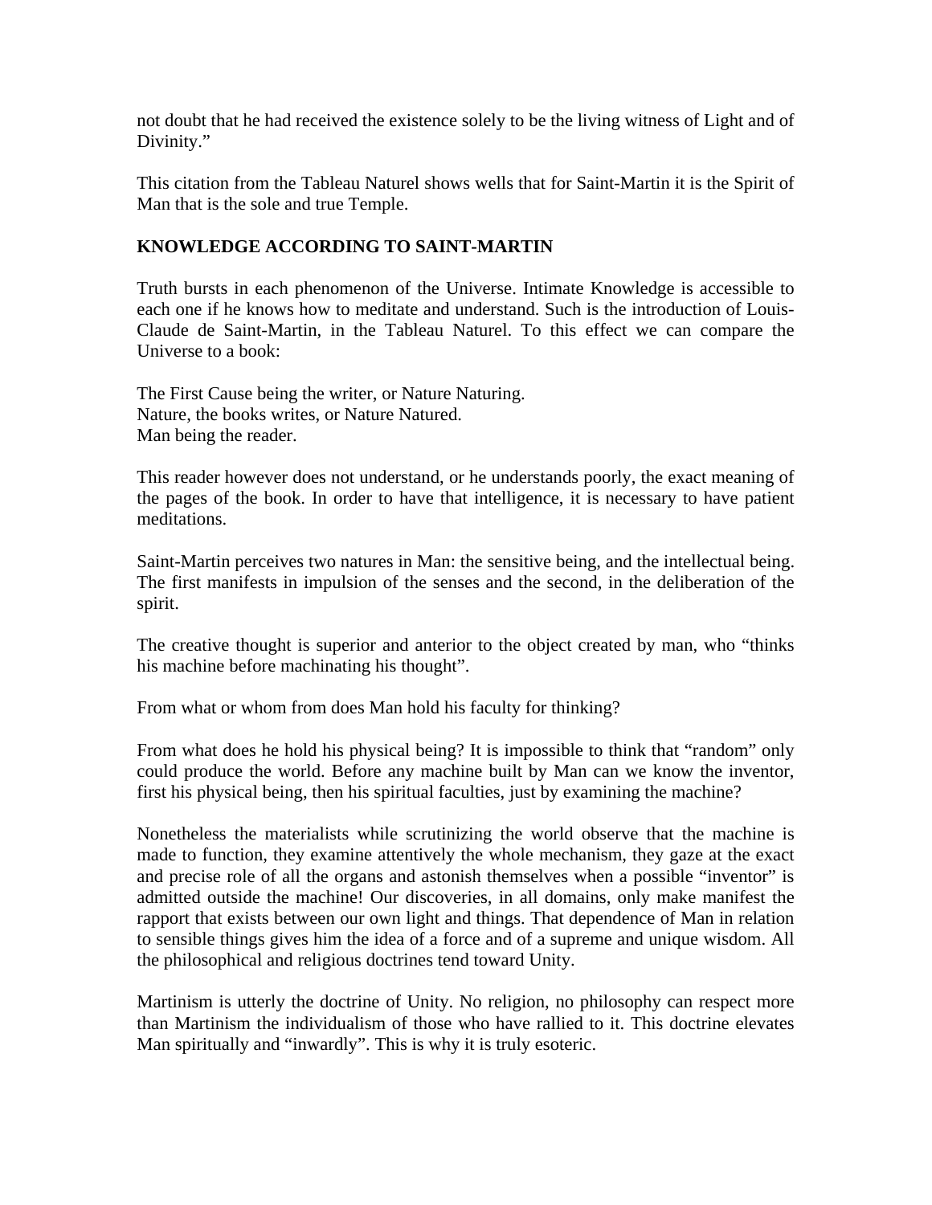not doubt that he had received the existence solely to be the living witness of Light and of Divinity."

This citation from the Tableau Naturel shows wells that for Saint-Martin it is the Spirit of Man that is the sole and true Temple.

**KNOWLEDGE ACCORDING TO SAINT-MARTIN**

Truth bursts in each phenomenon of the Universe. Intimate Knowledge is accessible to each one if he knows how to meditate and understand. Such is the introduction of Louis-Claude de Saint-Martin, in the Tableau Naturel. To this effect we can compare the Universe to a book:

The First Cause being the writer, or Nature Naturing.
Nature, the books writes, or Nature Natured.
Man being the reader.

This reader however does not understand, or he understands poorly, the exact meaning of the pages of the book. In order to have that intelligence, it is necessary to have patient meditations.

Saint-Martin perceives two natures in Man: the sensitive being, and the intellectual being. The first manifests in impulsion of the senses and the second, in the deliberation of the spirit.

The creative thought is superior and anterior to the object created by man, who "thinks his machine before machinating his thought".

From what or whom from does Man hold his faculty for thinking?

From what does he hold his physical being? It is impossible to think that "random" only could produce the world. Before any machine built by Man can we know the inventor, first his physical being, then his spiritual faculties, just by examining the machine?

Nonetheless the materialists while scrutinizing the world observe that the machine is made to function, they examine attentively the whole mechanism, they gaze at the exact and precise role of all the organs and astonish themselves when a possible "inventor" is admitted outside the machine! Our discoveries, in all domains, only make manifest the rapport that exists between our own light and things. That dependence of Man in relation to sensible things gives him the idea of a force and of a supreme and unique wisdom. All the philosophical and religious doctrines tend toward Unity.

Martinism is utterly the doctrine of Unity. No religion, no philosophy can respect more than Martinism the individualism of those who have rallied to it. This doctrine elevates Man spiritually and "inwardly". This is why it is truly esoteric.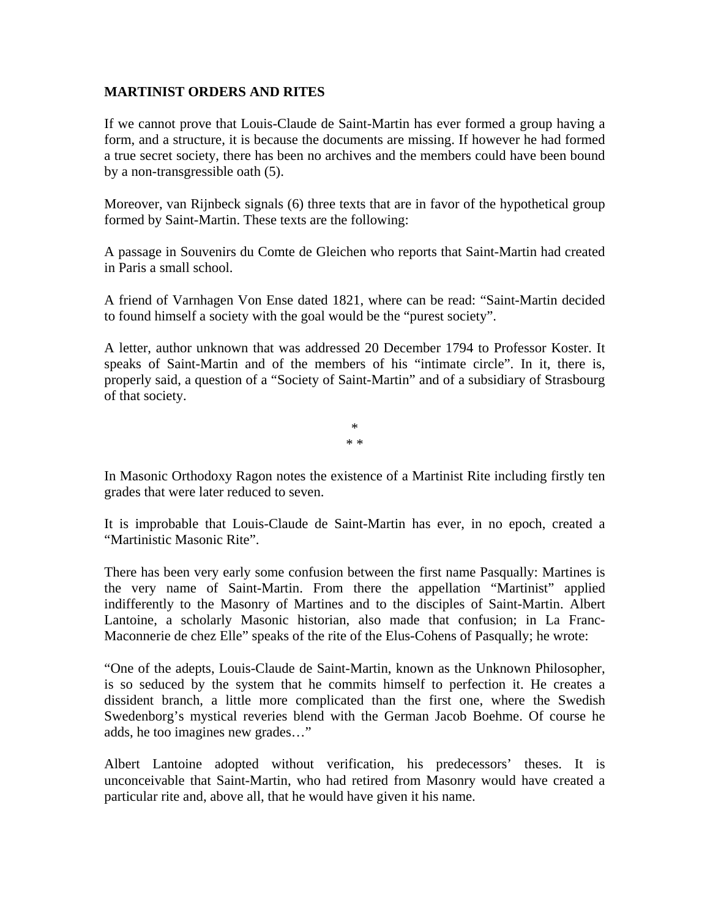**MARTINIST ORDERS AND RITES**

If we cannot prove that Louis-Claude de Saint-Martin has ever formed a group having a form, and a structure, it is because the documents are missing. If however he had formed a true secret society, there has been no archives and the members could have been bound by a non-transgressible oath (5).

Moreover, van Rijnbeck signals (6) three texts that are in favor of the hypothetical group formed by Saint-Martin. These texts are the following:

A passage in Souvenirs du Comte de Gleichen who reports that Saint-Martin had created in Paris a small school.

A friend of Varnhagen Von Ense dated 1821, where can be read: "Saint-Martin decided to found himself a society with the goal would be the "purest society".

A letter, author unknown that was addressed 20 December 1794 to Professor Koster. It speaks of Saint-Martin and of the members of his "intimate circle". In it, there is, properly said, a question of a "Society of Saint-Martin" and of a subsidiary of Strasbourg of that society.

\*
\* \*

In Masonic Orthodoxy Ragon notes the existence of a Martinist Rite including firstly ten grades that were later reduced to seven.

It is improbable that Louis-Claude de Saint-Martin has ever, in no epoch, created a "Martinistic Masonic Rite".

There has been very early some confusion between the first name Pasqually: Martines is the very name of Saint-Martin. From there the appellation "Martinist" applied indifferently to the Masonry of Martines and to the disciples of Saint-Martin. Albert Lantoine, a scholarly Masonic historian, also made that confusion; in La Franc-Maconnerie de chez Elle" speaks of the rite of the Elus-Cohens of Pasqually; he wrote:

"One of the adepts, Louis-Claude de Saint-Martin, known as the Unknown Philosopher, is so seduced by the system that he commits himself to perfection it. He creates a dissident branch, a little more complicated than the first one, where the Swedish Swedenborg's mystical reveries blend with the German Jacob Boehme. Of course he adds, he too imagines new grades…"

Albert Lantoine adopted without verification, his predecessors' theses. It is unconceivable that Saint-Martin, who had retired from Masonry would have created a particular rite and, above all, that he would have given it his name.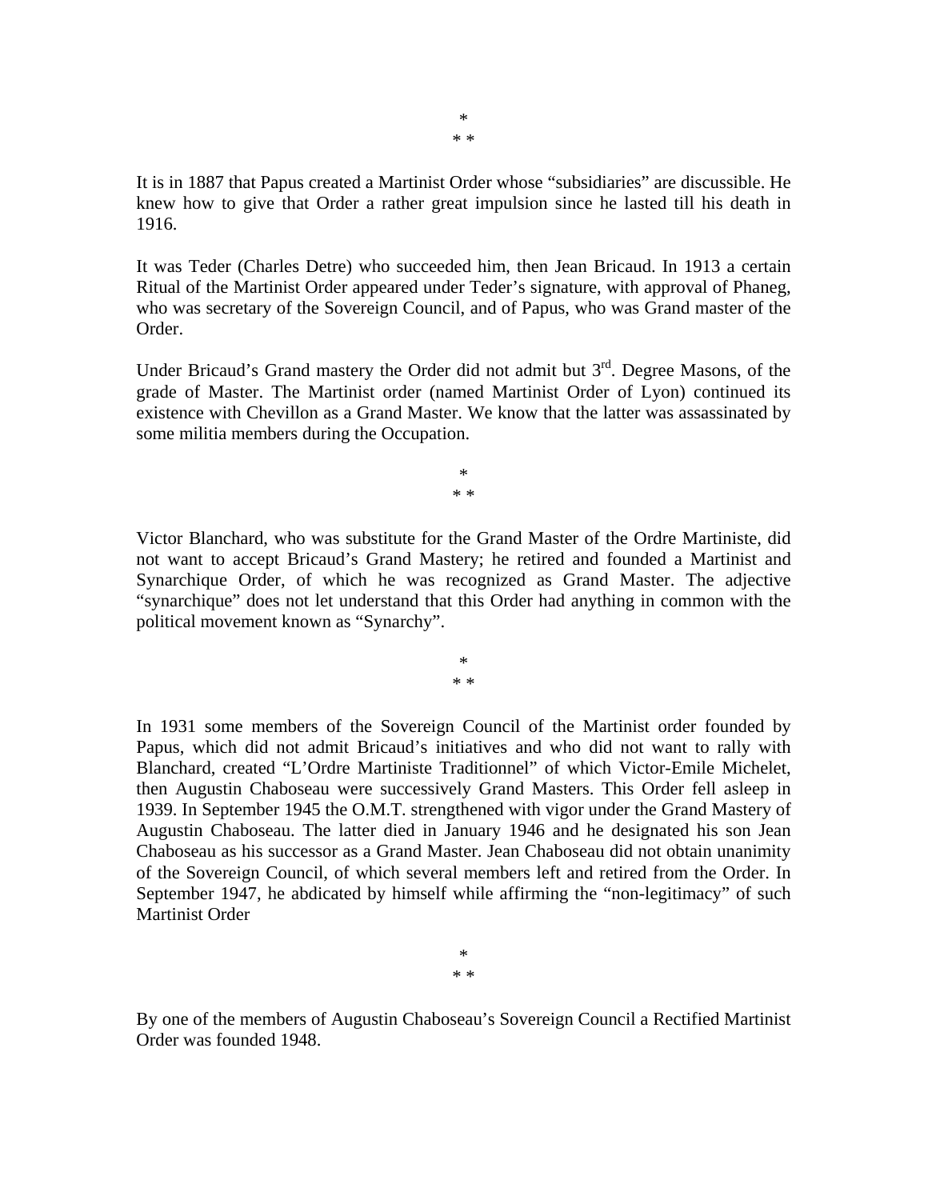\*
\* \*

It is in 1887 that Papus created a Martinist Order whose "subsidiaries" are discussible. He knew how to give that Order a rather great impulsion since he lasted till his death in 1916.

It was Teder (Charles Detre) who succeeded him, then Jean Bricaud. In 1913 a certain Ritual of the Martinist Order appeared under Teder's signature, with approval of Phaneg, who was secretary of the Sovereign Council, and of Papus, who was Grand master of the Order.

Under Bricaud's Grand mastery the Order did not admit but 3rd. Degree Masons, of the grade of Master. The Martinist order (named Martinist Order of Lyon) continued its existence with Chevillon as a Grand Master. We know that the latter was assassinated by some militia members during the Occupation.

\*
\* \*

Victor Blanchard, who was substitute for the Grand Master of the Ordre Martiniste, did not want to accept Bricaud's Grand Mastery; he retired and founded a Martinist and Synarchique Order, of which he was recognized as Grand Master. The adjective "synarchique" does not let understand that this Order had anything in common with the political movement known as "Synarchy".

\*
\* \*

In 1931 some members of the Sovereign Council of the Martinist order founded by Papus, which did not admit Bricaud's initiatives and who did not want to rally with Blanchard, created "L'Ordre Martiniste Traditionnel" of which Victor-Emile Michelet, then Augustin Chaboseau were successively Grand Masters. This Order fell asleep in 1939. In September 1945 the O.M.T. strengthened with vigor under the Grand Mastery of Augustin Chaboseau. The latter died in January 1946 and he designated his son Jean Chaboseau as his successor as a Grand Master. Jean Chaboseau did not obtain unanimity of the Sovereign Council, of which several members left and retired from the Order. In September 1947, he abdicated by himself while affirming the "non-legitimacy" of such Martinist Order

\*
\* \*

By one of the members of Augustin Chaboseau's Sovereign Council a Rectified Martinist Order was founded 1948.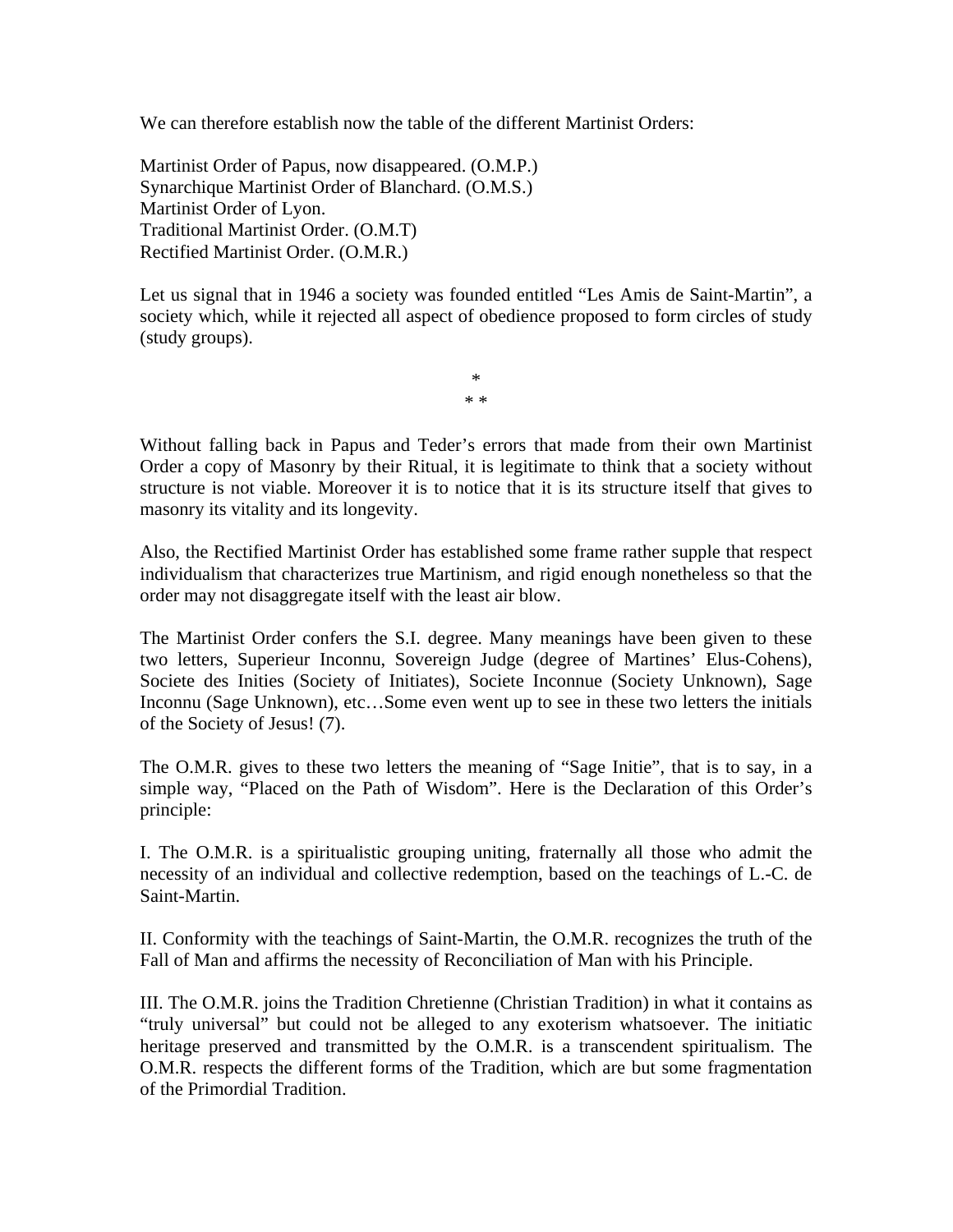We can therefore establish now the table of the different Martinist Orders:

Martinist Order of Papus, now disappeared. (O.M.P.)
Synarchique Martinist Order of Blanchard. (O.M.S.)
Martinist Order of Lyon.
Traditional Martinist Order. (O.M.T)
Rectified Martinist Order. (O.M.R.)

Let us signal that in 1946 a society was founded entitled "Les Amis de Saint-Martin", a society which, while it rejected all aspect of obedience proposed to form circles of study (study groups).

\*
\* \*

Without falling back in Papus and Teder's errors that made from their own Martinist Order a copy of Masonry by their Ritual, it is legitimate to think that a society without structure is not viable. Moreover it is to notice that it is its structure itself that gives to masonry its vitality and its longevity.

Also, the Rectified Martinist Order has established some frame rather supple that respect individualism that characterizes true Martinism, and rigid enough nonetheless so that the order may not disaggregate itself with the least air blow.

The Martinist Order confers the S.I. degree. Many meanings have been given to these two letters, Superieur Inconnu, Sovereign Judge (degree of Martines' Elus-Cohens), Societe des Inities (Society of Initiates), Societe Inconnue (Society Unknown), Sage Inconnu (Sage Unknown), etc…Some even went up to see in these two letters the initials of the Society of Jesus! (7).

The O.M.R. gives to these two letters the meaning of "Sage Initie", that is to say, in a simple way, "Placed on the Path of Wisdom". Here is the Declaration of this Order's principle:

I. The O.M.R. is a spiritualistic grouping uniting, fraternally all those who admit the necessity of an individual and collective redemption, based on the teachings of L.-C. de Saint-Martin.

II. Conformity with the teachings of Saint-Martin, the O.M.R. recognizes the truth of the Fall of Man and affirms the necessity of Reconciliation of Man with his Principle.

III. The O.M.R. joins the Tradition Chretienne (Christian Tradition) in what it contains as "truly universal" but could not be alleged to any exoterism whatsoever. The initiatic heritage preserved and transmitted by the O.M.R. is a transcendent spiritualism. The O.M.R. respects the different forms of the Tradition, which are but some fragmentation of the Primordial Tradition.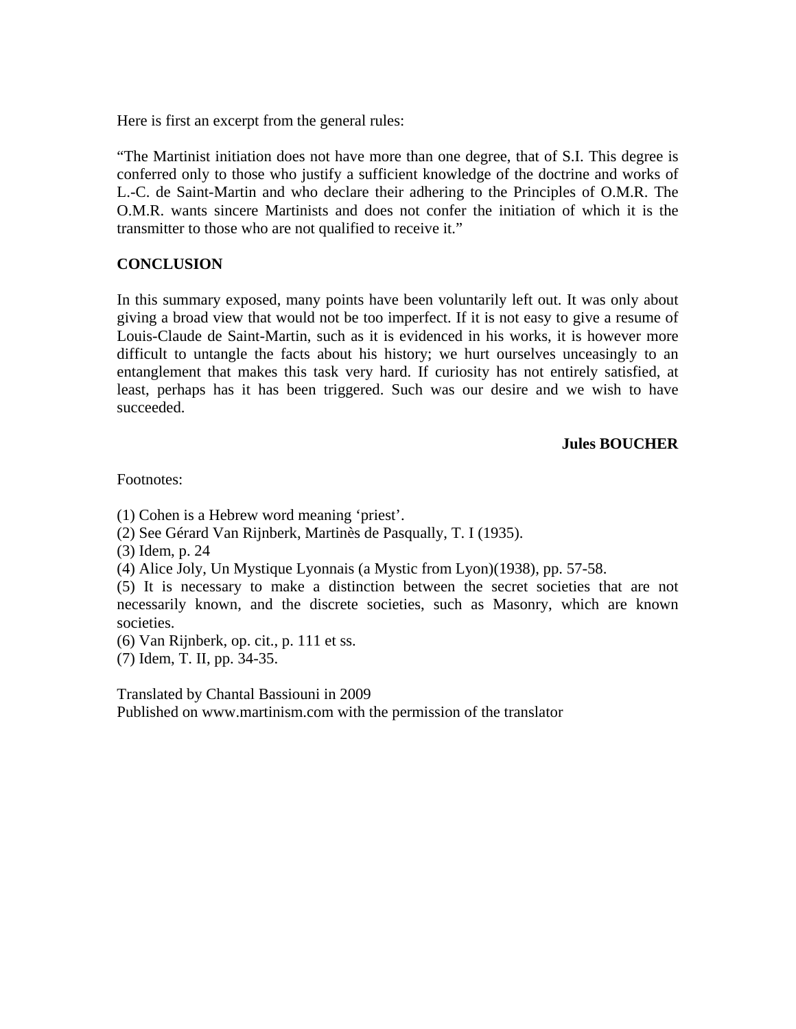Here is first an excerpt from the general rules:

"The Martinist initiation does not have more than one degree, that of S.I. This degree is conferred only to those who justify a sufficient knowledge of the doctrine and works of L.-C. de Saint-Martin and who declare their adhering to the Principles of O.M.R. The O.M.R. wants sincere Martinists and does not confer the initiation of which it is the transmitter to those who are not qualified to receive it."

## CONCLUSION

In this summary exposed, many points have been voluntarily left out. It was only about giving a broad view that would not be too imperfect. If it is not easy to give a resume of Louis-Claude de Saint-Martin, such as it is evidenced in his works, it is however more difficult to untangle the facts about his history; we hurt ourselves unceasingly to an entanglement that makes this task very hard. If curiosity has not entirely satisfied, at least, perhaps has it has been triggered. Such was our desire and we wish to have succeeded.

**Jules BOUCHER**

Footnotes:

(1) Cohen is a Hebrew word meaning 'priest'.
(2) See Gérard Van Rijnberk, Martinès de Pasqually, T. I (1935).
(3) Idem, p. 24
(4) Alice Joly, Un Mystique Lyonnais (a Mystic from Lyon)(1938), pp. 57-58.
(5) It is necessary to make a distinction between the secret societies that are not necessarily known, and the discrete societies, such as Masonry, which are known societies.
(6) Van Rijnberk, op. cit., p. 111 et ss.
(7) Idem, T. II, pp. 34-35.

Translated by Chantal Bassiouni in 2009
Published on www.martinism.com with the permission of the translator